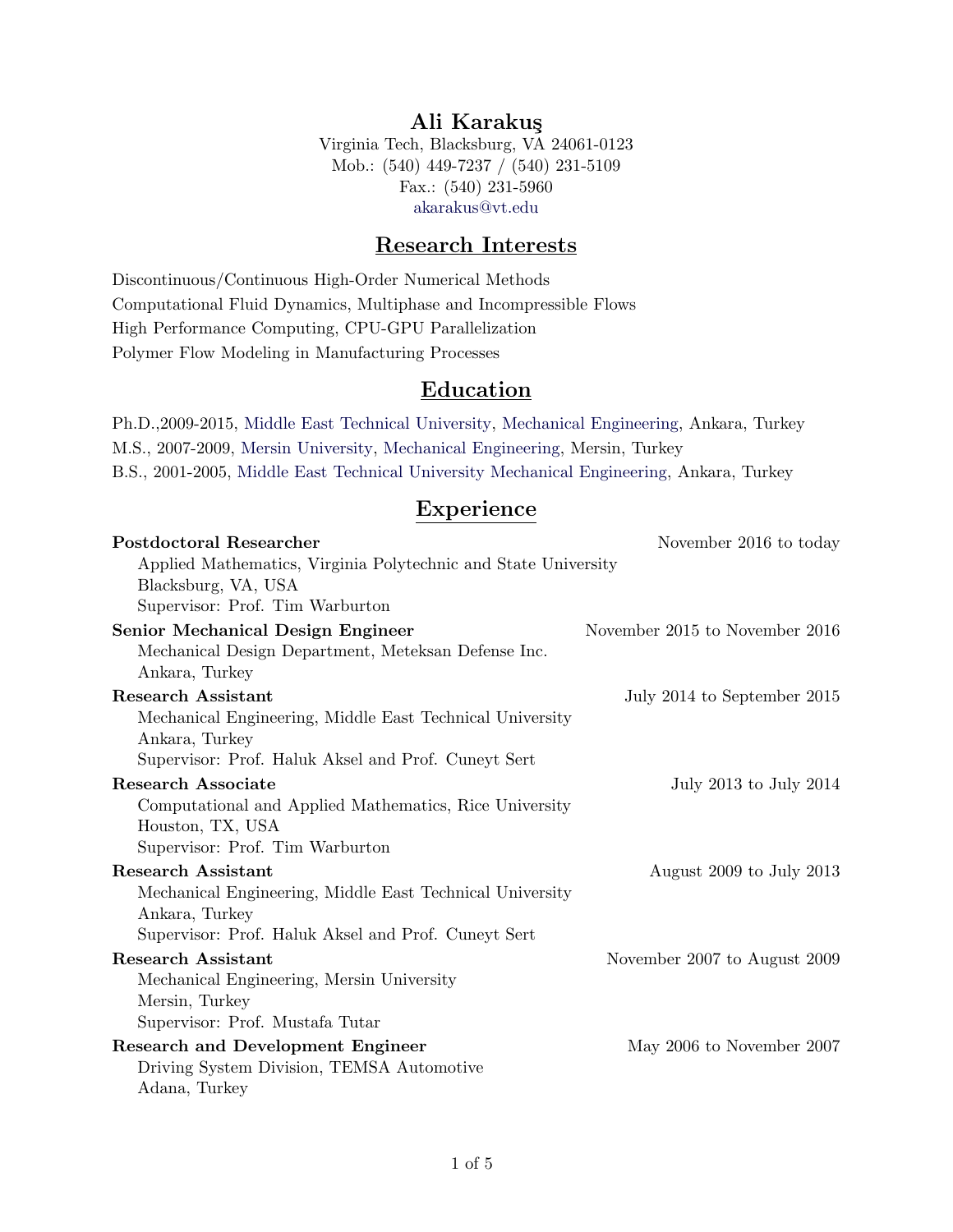# Ali Karakuş

Virginia Tech, Blacksburg, VA 24061-0123
Mob.: (540) 449-7237 / (540) 231-5109
Fax.: (540) 231-5960
akarakus@vt.edu

## Research Interests

Discontinuous/Continuous High-Order Numerical Methods
Computational Fluid Dynamics, Multiphase and Incompressible Flows
High Performance Computing, CPU-GPU Parallelization
Polymer Flow Modeling in Manufacturing Processes

## Education

Ph.D.,2009-2015, Middle East Technical University, Mechanical Engineering, Ankara, Turkey
M.S., 2007-2009, Mersin University, Mechanical Engineering, Mersin, Turkey
B.S., 2001-2005, Middle East Technical University Mechanical Engineering, Ankara, Turkey

## Experience

**Postdoctoral Researcher** — November 2016 to today
Applied Mathematics, Virginia Polytechnic and State University
Blacksburg, VA, USA
Supervisor: Prof. Tim Warburton

**Senior Mechanical Design Engineer** — November 2015 to November 2016
Mechanical Design Department, Meteksan Defense Inc.
Ankara, Turkey

**Research Assistant** — July 2014 to September 2015
Mechanical Engineering, Middle East Technical University
Ankara, Turkey
Supervisor: Prof. Haluk Aksel and Prof. Cuneyt Sert

**Research Associate** — July 2013 to July 2014
Computational and Applied Mathematics, Rice University
Houston, TX, USA
Supervisor: Prof. Tim Warburton

**Research Assistant** — August 2009 to July 2013
Mechanical Engineering, Middle East Technical University
Ankara, Turkey
Supervisor: Prof. Haluk Aksel and Prof. Cuneyt Sert

**Research Assistant** — November 2007 to August 2009
Mechanical Engineering, Mersin University
Mersin, Turkey
Supervisor: Prof. Mustafa Tutar

**Research and Development Engineer** — May 2006 to November 2007
Driving System Division, TEMSA Automotive
Adana, Turkey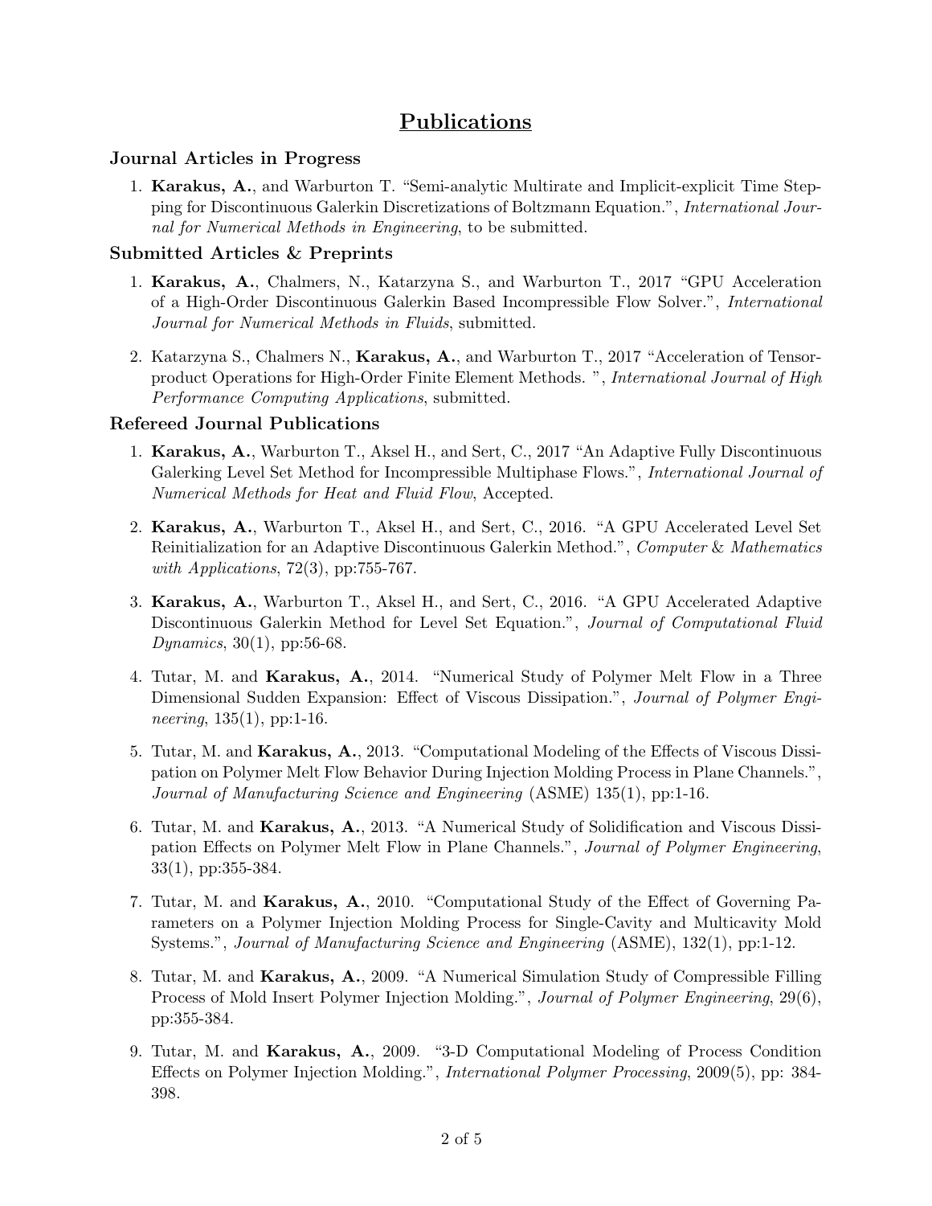# Publications

### Journal Articles in Progress

1. **Karakus, A.**, and Warburton T. "Semi-analytic Multirate and Implicit-explicit Time Stepping for Discontinuous Galerkin Discretizations of Boltzmann Equation.", *International Journal for Numerical Methods in Engineering*, to be submitted.

### Submitted Articles & Preprints

1. **Karakus, A.**, Chalmers, N., Katarzyna S., and Warburton T., 2017 "GPU Acceleration of a High-Order Discontinuous Galerkin Based Incompressible Flow Solver.", *International Journal for Numerical Methods in Fluids*, submitted.

2. Katarzyna S., Chalmers N., **Karakus, A.**, and Warburton T., 2017 "Acceleration of Tensor-product Operations for High-Order Finite Element Methods. ", *International Journal of High Performance Computing Applications*, submitted.

### Refereed Journal Publications

1. **Karakus, A.**, Warburton T., Aksel H., and Sert, C., 2017 "An Adaptive Fully Discontinuous Galerking Level Set Method for Incompressible Multiphase Flows.", *International Journal of Numerical Methods for Heat and Fluid Flow*, Accepted.

2. **Karakus, A.**, Warburton T., Aksel H., and Sert, C., 2016. "A GPU Accelerated Level Set Reinitialization for an Adaptive Discontinuous Galerkin Method.", *Computer & Mathematics with Applications*, 72(3), pp:755-767.

3. **Karakus, A.**, Warburton T., Aksel H., and Sert, C., 2016. "A GPU Accelerated Adaptive Discontinuous Galerkin Method for Level Set Equation.", *Journal of Computational Fluid Dynamics*, 30(1), pp:56-68.

4. Tutar, M. and **Karakus, A.**, 2014. "Numerical Study of Polymer Melt Flow in a Three Dimensional Sudden Expansion: Effect of Viscous Dissipation.", *Journal of Polymer Engineering*, 135(1), pp:1-16.

5. Tutar, M. and **Karakus, A.**, 2013. "Computational Modeling of the Effects of Viscous Dissipation on Polymer Melt Flow Behavior During Injection Molding Process in Plane Channels.", *Journal of Manufacturing Science and Engineering* (ASME) 135(1), pp:1-16.

6. Tutar, M. and **Karakus, A.**, 2013. "A Numerical Study of Solidification and Viscous Dissipation Effects on Polymer Melt Flow in Plane Channels.", *Journal of Polymer Engineering*, 33(1), pp:355-384.

7. Tutar, M. and **Karakus, A.**, 2010. "Computational Study of the Effect of Governing Parameters on a Polymer Injection Molding Process for Single-Cavity and Multicavity Mold Systems.", *Journal of Manufacturing Science and Engineering* (ASME), 132(1), pp:1-12.

8. Tutar, M. and **Karakus, A.**, 2009. "A Numerical Simulation Study of Compressible Filling Process of Mold Insert Polymer Injection Molding.", *Journal of Polymer Engineering*, 29(6), pp:355-384.

9. Tutar, M. and **Karakus, A.**, 2009. "3-D Computational Modeling of Process Condition Effects on Polymer Injection Molding.", *International Polymer Processing*, 2009(5), pp: 384-398.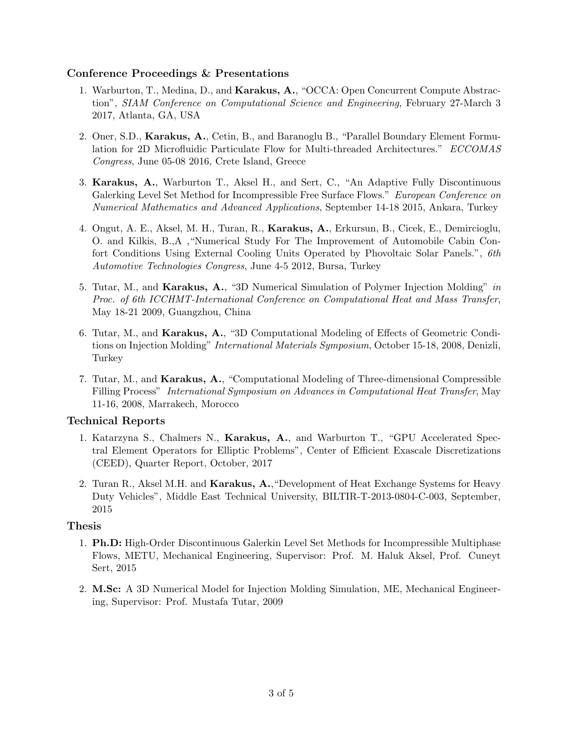### Conference Proceedings & Presentations

1. Warburton, T., Medina, D., and **Karakus, A.**, "OCCA: Open Concurrent Compute Abstraction", *SIAM Conference on Computational Science and Engineering*, February 27-March 3 2017, Atlanta, GA, USA

2. Oner, S.D., **Karakus, A.**, Cetin, B., and Baranoglu B., "Parallel Boundary Element Formulation for 2D Microfluidic Particulate Flow for Multi-threaded Architectures." *ECCOMAS Congress*, June 05-08 2016, Crete Island, Greece

3. **Karakus, A.**, Warburton T., Aksel H., and Sert, C., "An Adaptive Fully Discontinuous Galerking Level Set Method for Incompressible Free Surface Flows." *European Conference on Numerical Mathematics and Advanced Applications*, September 14-18 2015, Ankara, Turkey

4. Ongut, A. E., Aksel, M. H., Turan, R., **Karakus, A.**, Erkursun, B., Cicek, E., Demircioglu, O. and Kilkis, B.,A ,"Numerical Study For The Improvement of Automobile Cabin Confort Conditions Using External Cooling Units Operated by Phovoltaic Solar Panels.", *6th Automotive Technologies Congress*, June 4-5 2012, Bursa, Turkey

5. Tutar, M., and **Karakus, A.**, "3D Numerical Simulation of Polymer Injection Molding" *in Proc. of 6th ICCHMT-International Conference on Computational Heat and Mass Transfer*, May 18-21 2009, Guangzhou, China

6. Tutar, M., and **Karakus, A.**, "3D Computational Modeling of Effects of Geometric Conditions on Injection Molding" *International Materials Symposium*, October 15-18, 2008, Denizli, Turkey

7. Tutar, M., and **Karakus, A.**, "Computational Modeling of Three-dimensional Compressible Filling Process" *International Symposium on Advances in Computational Heat Transfer*, May 11-16, 2008, Marrakech, Morocco

### Technical Reports

1. Katarzyna S., Chalmers N., **Karakus, A.**, and Warburton T., "GPU Accelerated Spectral Element Operators for Elliptic Problems", Center of Efficient Exascale Discretizations (CEED), Quarter Report, October, 2017

2. Turan R., Aksel M.H. and **Karakus, A.**,"Development of Heat Exchange Systems for Heavy Duty Vehicles", Middle East Technical University, BILTIR-T-2013-0804-C-003, September, 2015

### Thesis

1. **Ph.D:** High-Order Discontinuous Galerkin Level Set Methods for Incompressible Multiphase Flows, METU, Mechanical Engineering, Supervisor: Prof. M. Haluk Aksel, Prof. Cuneyt Sert, 2015

2. **M.Sc:** A 3D Numerical Model for Injection Molding Simulation, ME, Mechanical Engineering, Supervisor: Prof. Mustafa Tutar, 2009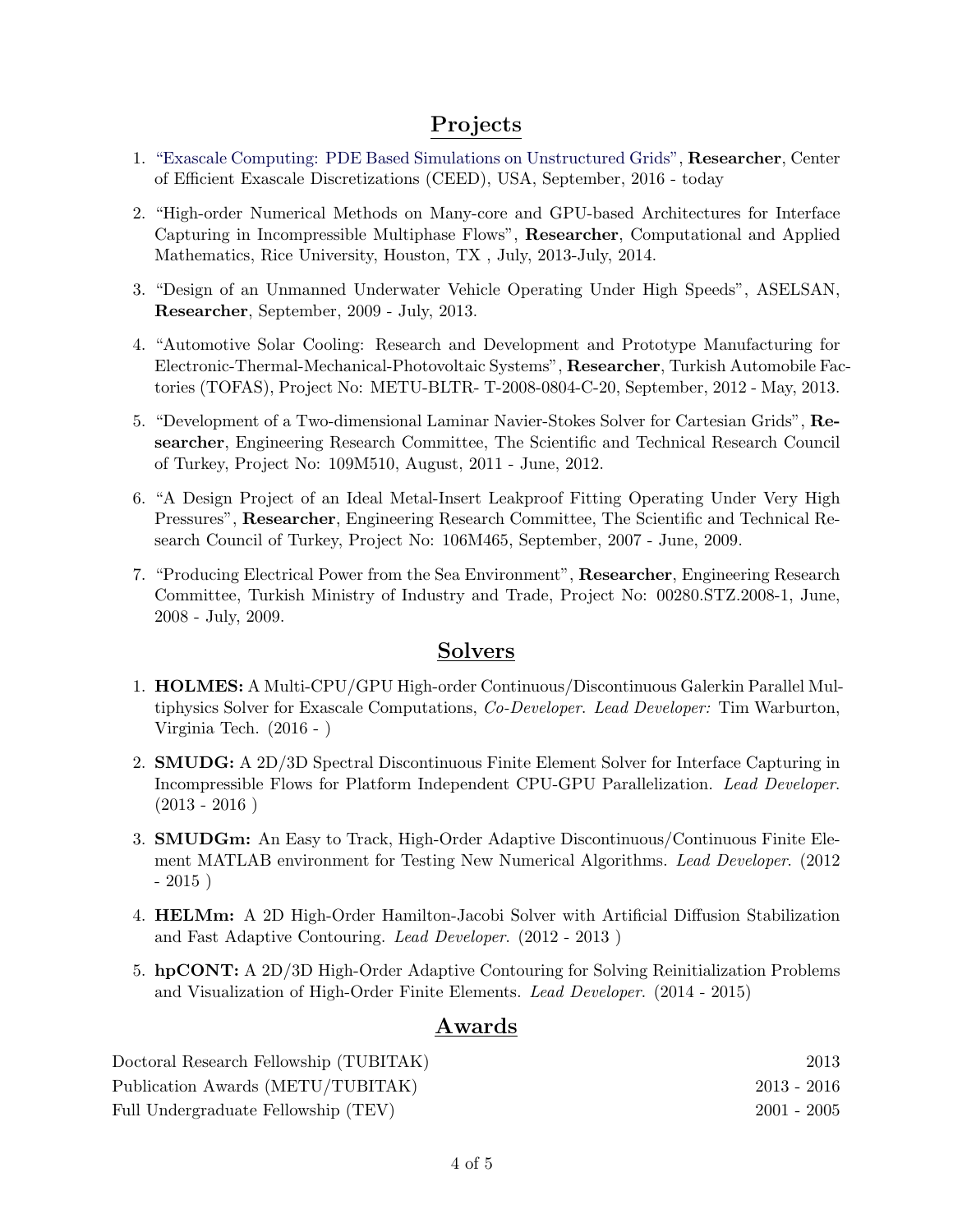## Projects

1. "Exascale Computing: PDE Based Simulations on Unstructured Grids", **Researcher**, Center of Efficient Exascale Discretizations (CEED), USA, September, 2016 - today

2. "High-order Numerical Methods on Many-core and GPU-based Architectures for Interface Capturing in Incompressible Multiphase Flows", **Researcher**, Computational and Applied Mathematics, Rice University, Houston, TX , July, 2013-July, 2014.

3. "Design of an Unmanned Underwater Vehicle Operating Under High Speeds", ASELSAN, **Researcher**, September, 2009 - July, 2013.

4. "Automotive Solar Cooling: Research and Development and Prototype Manufacturing for Electronic-Thermal-Mechanical-Photovoltaic Systems", **Researcher**, Turkish Automobile Factories (TOFAS), Project No: METU-BLTR- T-2008-0804-C-20, September, 2012 - May, 2013.

5. "Development of a Two-dimensional Laminar Navier-Stokes Solver for Cartesian Grids", **Researcher**, Engineering Research Committee, The Scientific and Technical Research Council of Turkey, Project No: 109M510, August, 2011 - June, 2012.

6. "A Design Project of an Ideal Metal-Insert Leakproof Fitting Operating Under Very High Pressures", **Researcher**, Engineering Research Committee, The Scientific and Technical Research Council of Turkey, Project No: 106M465, September, 2007 - June, 2009.

7. "Producing Electrical Power from the Sea Environment", **Researcher**, Engineering Research Committee, Turkish Ministry of Industry and Trade, Project No: 00280.STZ.2008-1, June, 2008 - July, 2009.

## Solvers

1. **HOLMES:** A Multi-CPU/GPU High-order Continuous/Discontinuous Galerkin Parallel Multiphysics Solver for Exascale Computations, *Co-Developer. Lead Developer:* Tim Warburton, Virginia Tech. (2016 - )

2. **SMUDG:** A 2D/3D Spectral Discontinuous Finite Element Solver for Interface Capturing in Incompressible Flows for Platform Independent CPU-GPU Parallelization. *Lead Developer.* (2013 - 2016 )

3. **SMUDGm:** An Easy to Track, High-Order Adaptive Discontinuous/Continuous Finite Element MATLAB environment for Testing New Numerical Algorithms. *Lead Developer.* (2012 - 2015 )

4. **HELMm:** A 2D High-Order Hamilton-Jacobi Solver with Artificial Diffusion Stabilization and Fast Adaptive Contouring. *Lead Developer.* (2012 - 2013 )

5. **hpCONT:** A 2D/3D High-Order Adaptive Contouring for Solving Reinitialization Problems and Visualization of High-Order Finite Elements. *Lead Developer.* (2014 - 2015)

## Awards

| | |
|---|---|
| Doctoral Research Fellowship (TUBITAK) | 2013 |
| Publication Awards (METU/TUBITAK) | 2013 - 2016 |
| Full Undergraduate Fellowship (TEV) | 2001 - 2005 |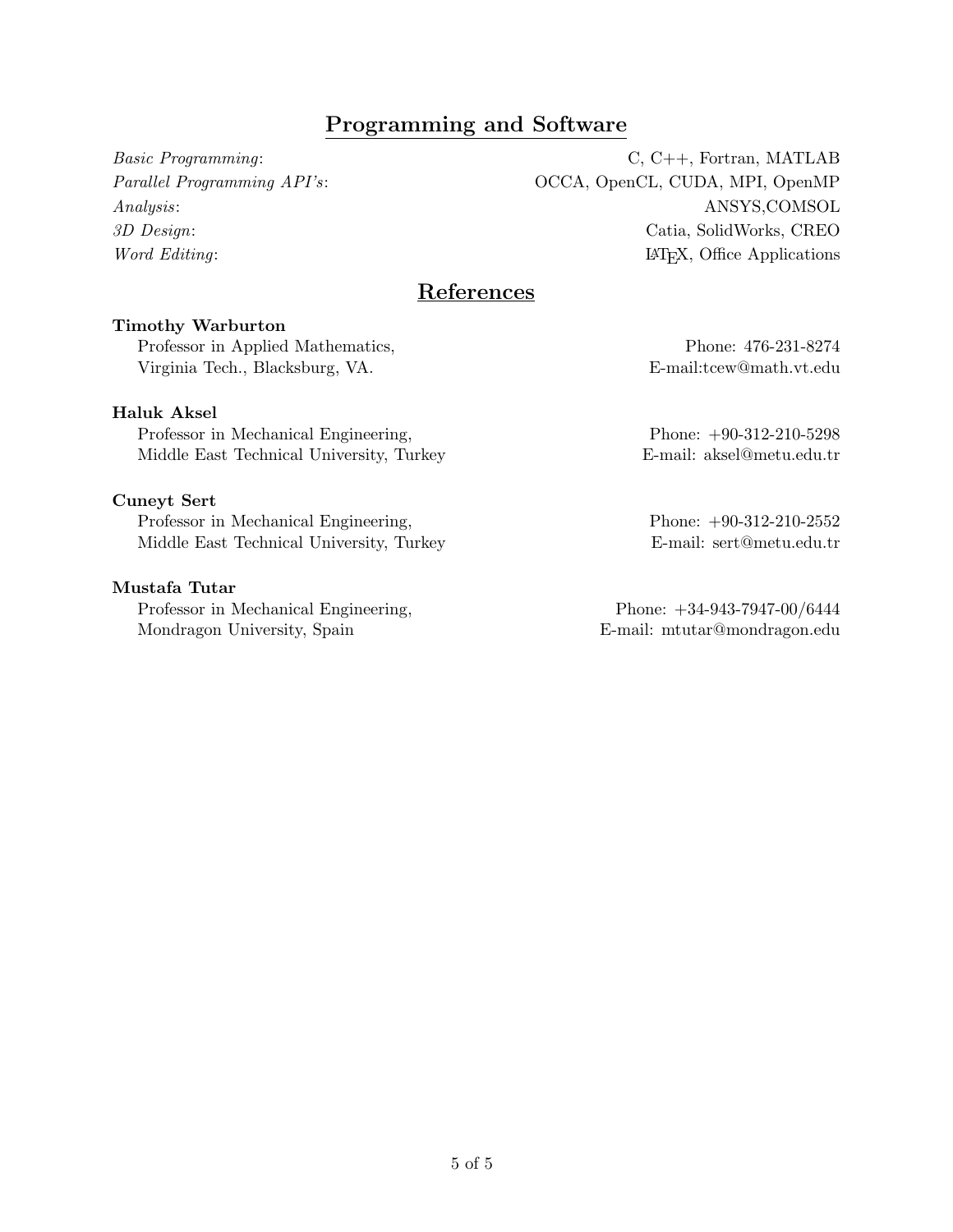## Programming and Software

| | |
|---|---|
| *Basic Programming*: | C, C++, Fortran, MATLAB |
| *Parallel Programming API's*: | OCCA, OpenCL, CUDA, MPI, OpenMP |
| *Analysis*: | ANSYS,COMSOL |
| *3D Design*: | Catia, SolidWorks, CREO |
| *Word Editing*: | LaTeX, Office Applications |

## References

**Timothy Warburton**
Professor in Applied Mathematics, Phone: 476-231-8274
Virginia Tech., Blacksburg, VA. E-mail:tcew@math.vt.edu

**Haluk Aksel**
Professor in Mechanical Engineering, Phone: +90-312-210-5298
Middle East Technical University, Turkey E-mail: aksel@metu.edu.tr

**Cuneyt Sert**
Professor in Mechanical Engineering, Phone: +90-312-210-2552
Middle East Technical University, Turkey E-mail: sert@metu.edu.tr

**Mustafa Tutar**
Professor in Mechanical Engineering, Phone: +34-943-7947-00/6444
Mondragon University, Spain E-mail: mtutar@mondragon.edu